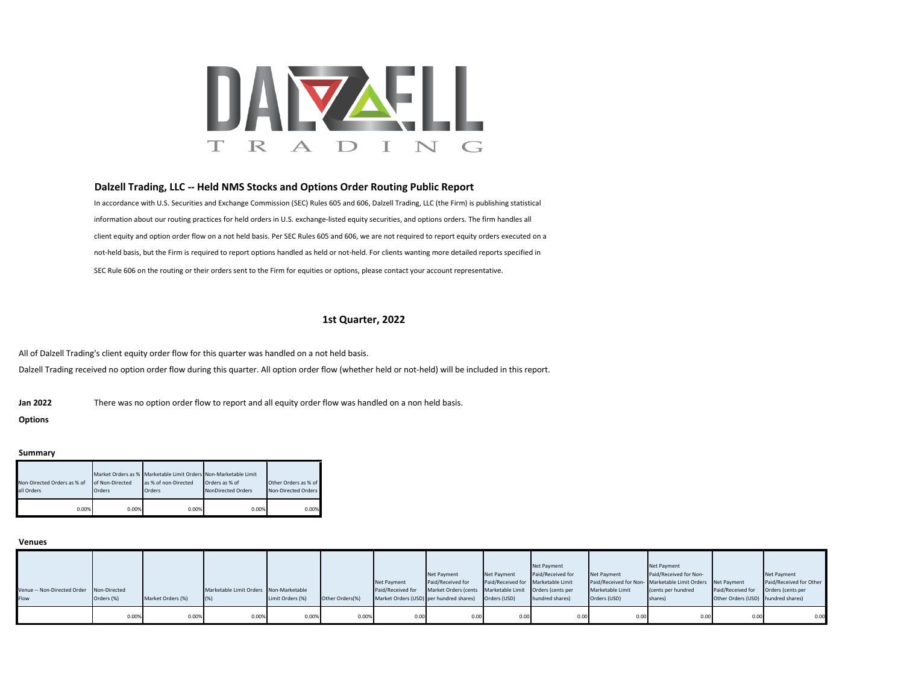DALZELL TRADING

## Dalzell Trading, LLC -- Held NMS Stocks and Options Order Routing Public Report

In accordance with U.S. Securities and Exchange Commission (SEC) Rules 605 and 606, Dalzell Trading, LLC (the Firm) is publishing statistical information about our routing practices for held orders in U.S. exchange-listed equity securities, and options orders. The firm handles all client equity and option order flow on a not held basis. Per SEC Rules 605 and 606, we are not required to report equity orders executed on a not-held basis, but the Firm is required to report options handled as held or not-held. For clients wanting more detailed reports specified in SEC Rule 606 on the routing or their orders sent to the Firm for equities or options, please contact your account representative.

### 1st Quarter, 2022

All of Dalzell Trading's client equity order flow for this quarter was handled on a not held basis.

Dalzell Trading received no option order flow during this quarter. All option order flow (whether held or not-held) will be included in this report.

**Jan 2022** There was no option order flow to report and all equity order flow was handled on a non held basis.

**Options**

**Summary**

| Non-Directed Orders as % of all Orders | Market Orders as % of Non-Directed Orders | Marketable Limit Orders as % of non-Directed Orders | Non-Marketable Limit Orders as % of NonDirected Orders | Other Orders as % of Non-Directed Orders |
|---|---|---|---|---|
| 0.00% | 0.00% | 0.00% | 0.00% | 0.00% |

**Venues**

| Venue -- Non-Directed Order Flow | Non-Directed Orders (%) | Market Orders (%) | Marketable Limit Orders (%) | Non-Marketable Limit Orders (%) | Other Orders(%) | Net Payment Paid/Received for Market Orders (USD) | Net Payment Paid/Received for Market Orders (cents per hundred shares) | Net Payment Paid/Received for Marketable Limit Orders (USD) | Net Payment Paid/Received for Marketable Limit Orders (cents per hundred shares) | Net Payment Paid/Received for Non-Marketable Limit Orders (USD) | Net Payment Paid/Received for Non-Marketable Limit Orders (cents per hundred shares) | Net Payment Paid/Received for Other Orders (USD) | Net Payment Paid/Received for Other Orders (cents per hundred shares) |
|---|---|---|---|---|---|---|---|---|---|---|---|---|---|
| | 0.00% | 0.00% | 0.00% | 0.00% | 0.00% | 0.00 | 0.00 | 0.00 | 0.00 | 0.00 | 0.00 | 0.00 | 0.00 |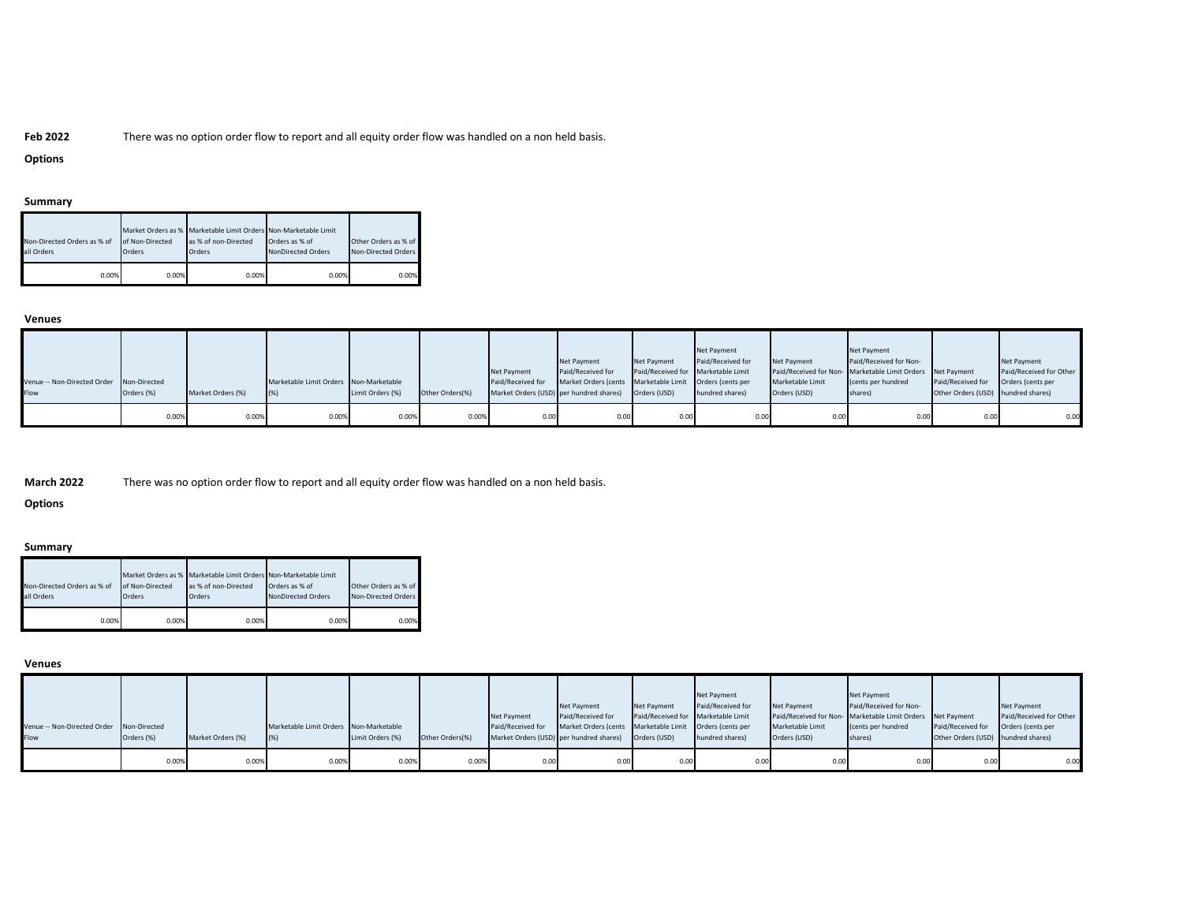**Feb 2022** There was no option order flow to report and all equity order flow was handled on a non held basis.

**Options**

**Summary**

| Non-Directed Orders as % of all Orders | Market Orders as % of Non-Directed Orders | Marketable Limit Orders as % of non-Directed Orders | Non-Marketable Limit Orders as % of NonDirected Orders | Other Orders as % of Non-Directed Orders |
|---|---|---|---|---|
| 0.00% | 0.00% | 0.00% | 0.00% | 0.00% |

**Venues**

| Venue -- Non-Directed Order Flow | Non-Directed Orders (%) | Market Orders (%) | Marketable Limit Orders (%) | Non-Marketable Limit Orders (%) | Other Orders(%) | Net Payment Paid/Received for Market Orders (USD) | Net Payment Paid/Received for Market Orders (cents per hundred shares) | Net Payment Paid/Received for Marketable Limit Orders (USD) | Net Payment Paid/Received for Marketable Limit Orders (cents per hundred shares) | Net Payment Paid/Received for Non-Marketable Limit Orders (USD) | Net Payment Paid/Received for Non-Marketable Limit Orders (cents per hundred shares) | Net Payment Paid/Received for Other Orders (USD) | Net Payment Paid/Received for Other Orders (cents per hundred shares) |
|---|---|---|---|---|---|---|---|---|---|---|---|---|---|
| | 0.00% | 0.00% | 0.00% | 0.00% | 0.00% | 0.00 | 0.00 | 0.00 | 0.00 | 0.00 | 0.00 | 0.00 | 0.00 |

**March 2022** There was no option order flow to report and all equity order flow was handled on a non held basis.

**Options**

**Summary**

| Non-Directed Orders as % of all Orders | Market Orders as % of Non-Directed Orders | Marketable Limit Orders as % of non-Directed Orders | Non-Marketable Limit Orders as % of NonDirected Orders | Other Orders as % of Non-Directed Orders |
|---|---|---|---|---|
| 0.00% | 0.00% | 0.00% | 0.00% | 0.00% |

**Venues**

| Venue -- Non-Directed Order Flow | Non-Directed Orders (%) | Market Orders (%) | Marketable Limit Orders (%) | Non-Marketable Limit Orders (%) | Other Orders(%) | Net Payment Paid/Received for Market Orders (USD) | Net Payment Paid/Received for Market Orders (cents per hundred shares) | Net Payment Paid/Received for Marketable Limit Orders (USD) | Net Payment Paid/Received for Marketable Limit Orders (cents per hundred shares) | Net Payment Paid/Received for Non-Marketable Limit Orders (USD) | Net Payment Paid/Received for Non-Marketable Limit Orders (cents per hundred shares) | Net Payment Paid/Received for Other Orders (USD) | Net Payment Paid/Received for Other Orders (cents per hundred shares) |
|---|---|---|---|---|---|---|---|---|---|---|---|---|---|
| | 0.00% | 0.00% | 0.00% | 0.00% | 0.00% | 0.00 | 0.00 | 0.00 | 0.00 | 0.00 | 0.00 | 0.00 | 0.00 |